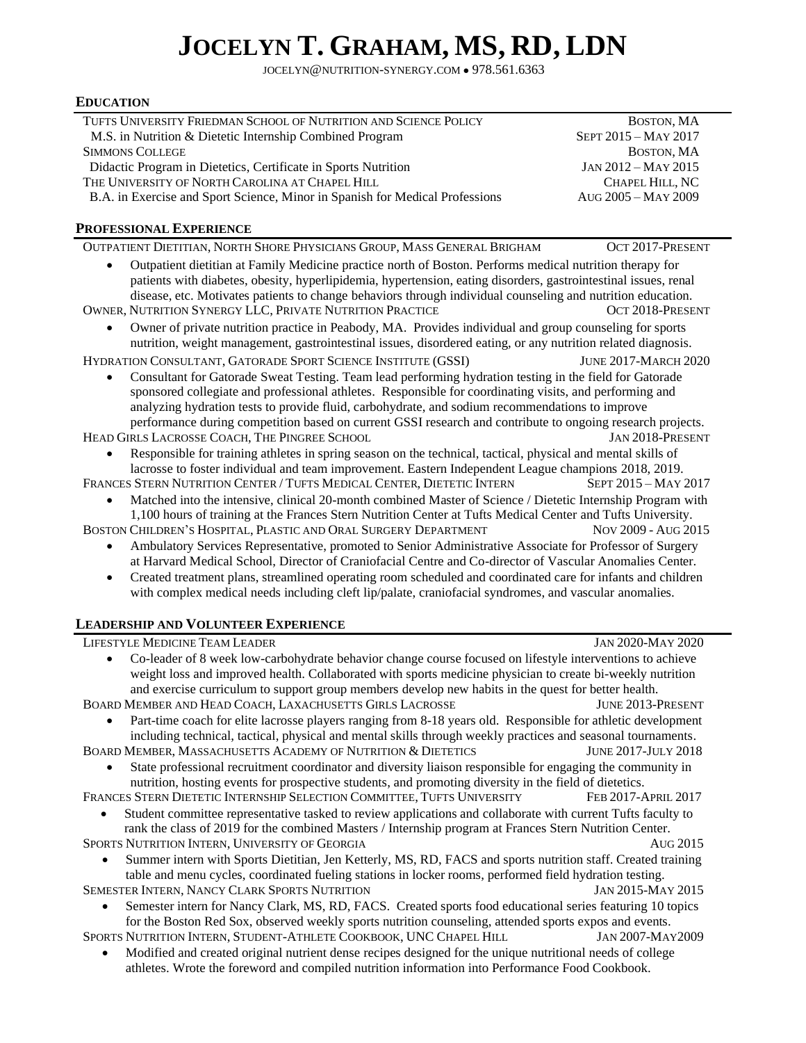# Jocelyn T. Graham, MS, RD, LDN

jocelyn@nutrition-synergy.com • 978.561.6363

## Education

**Tufts University Friedman School of Nutrition and Science Policy** — Boston, MA
M.S. in Nutrition & Dietetic Internship Combined Program — Sept 2015 – May 2017

**Simmons College** — Boston, MA
Didactic Program in Dietetics, Certificate in Sports Nutrition — Jan 2012 – May 2015

**The University of North Carolina at Chapel Hill** — Chapel Hill, NC
B.A. in Exercise and Sport Science, Minor in Spanish for Medical Professions — Aug 2005 – May 2009

## Professional Experience

**Outpatient Dietitian, North Shore Physicians Group, Mass General Brigham** — Oct 2017-Present

- Outpatient dietitian at Family Medicine practice north of Boston. Performs medical nutrition therapy for patients with diabetes, obesity, hyperlipidemia, hypertension, eating disorders, gastrointestinal issues, renal disease, etc. Motivates patients to change behaviors through individual counseling and nutrition education.

**Owner, Nutrition Synergy LLC, Private Nutrition Practice** — Oct 2018-Present

- Owner of private nutrition practice in Peabody, MA. Provides individual and group counseling for sports nutrition, weight management, gastrointestinal issues, disordered eating, or any nutrition related diagnosis.

**Hydration Consultant, Gatorade Sport Science Institute (GSSI)** — June 2017-March 2020

- Consultant for Gatorade Sweat Testing. Team lead performing hydration testing in the field for Gatorade sponsored collegiate and professional athletes. Responsible for coordinating visits, and performing and analyzing hydration tests to provide fluid, carbohydrate, and sodium recommendations to improve performance during competition based on current GSSI research and contribute to ongoing research projects.

**Head Girls Lacrosse Coach, The Pingree School** — Jan 2018-Present

- Responsible for training athletes in spring season on the technical, tactical, physical and mental skills of lacrosse to foster individual and team improvement. Eastern Independent League champions 2018, 2019.

**Frances Stern Nutrition Center / Tufts Medical Center, Dietetic Intern** — Sept 2015 – May 2017

- Matched into the intensive, clinical 20-month combined Master of Science / Dietetic Internship Program with 1,100 hours of training at the Frances Stern Nutrition Center at Tufts Medical Center and Tufts University.

**Boston Children's Hospital, Plastic and Oral Surgery Department** — Nov 2009 - Aug 2015

- Ambulatory Services Representative, promoted to Senior Administrative Associate for Professor of Surgery at Harvard Medical School, Director of Craniofacial Centre and Co-director of Vascular Anomalies Center.
- Created treatment plans, streamlined operating room scheduled and coordinated care for infants and children with complex medical needs including cleft lip/palate, craniofacial syndromes, and vascular anomalies.

## Leadership and Volunteer Experience

**Lifestyle Medicine Team Leader** — Jan 2020-May 2020

- Co-leader of 8 week low-carbohydrate behavior change course focused on lifestyle interventions to achieve weight loss and improved health. Collaborated with sports medicine physician to create bi-weekly nutrition and exercise curriculum to support group members develop new habits in the quest for better health.

**Board Member and Head Coach, Laxachusetts Girls Lacrosse** — June 2013-Present

- Part-time coach for elite lacrosse players ranging from 8-18 years old. Responsible for athletic development including technical, tactical, physical and mental skills through weekly practices and seasonal tournaments.

**Board Member, Massachusetts Academy of Nutrition & Dietetics** — June 2017-July 2018

- State professional recruitment coordinator and diversity liaison responsible for engaging the community in nutrition, hosting events for prospective students, and promoting diversity in the field of dietetics.

**Frances Stern Dietetic Internship Selection Committee, Tufts University** — Feb 2017-April 2017

- Student committee representative tasked to review applications and collaborate with current Tufts faculty to rank the class of 2019 for the combined Masters / Internship program at Frances Stern Nutrition Center.

**Sports Nutrition Intern, University of Georgia** — Aug 2015

- Summer intern with Sports Dietitian, Jen Ketterly, MS, RD, FACS and sports nutrition staff. Created training table and menu cycles, coordinated fueling stations in locker rooms, performed field hydration testing.

**Semester Intern, Nancy Clark Sports Nutrition** — Jan 2015-May 2015

- Semester intern for Nancy Clark, MS, RD, FACS. Created sports food educational series featuring 10 topics for the Boston Red Sox, observed weekly sports nutrition counseling, attended sports expos and events.

**Sports Nutrition Intern, Student-Athlete Cookbook, UNC Chapel Hill** — Jan 2007-May2009

- Modified and created original nutrient dense recipes designed for the unique nutritional needs of college athletes. Wrote the foreword and compiled nutrition information into Performance Food Cookbook.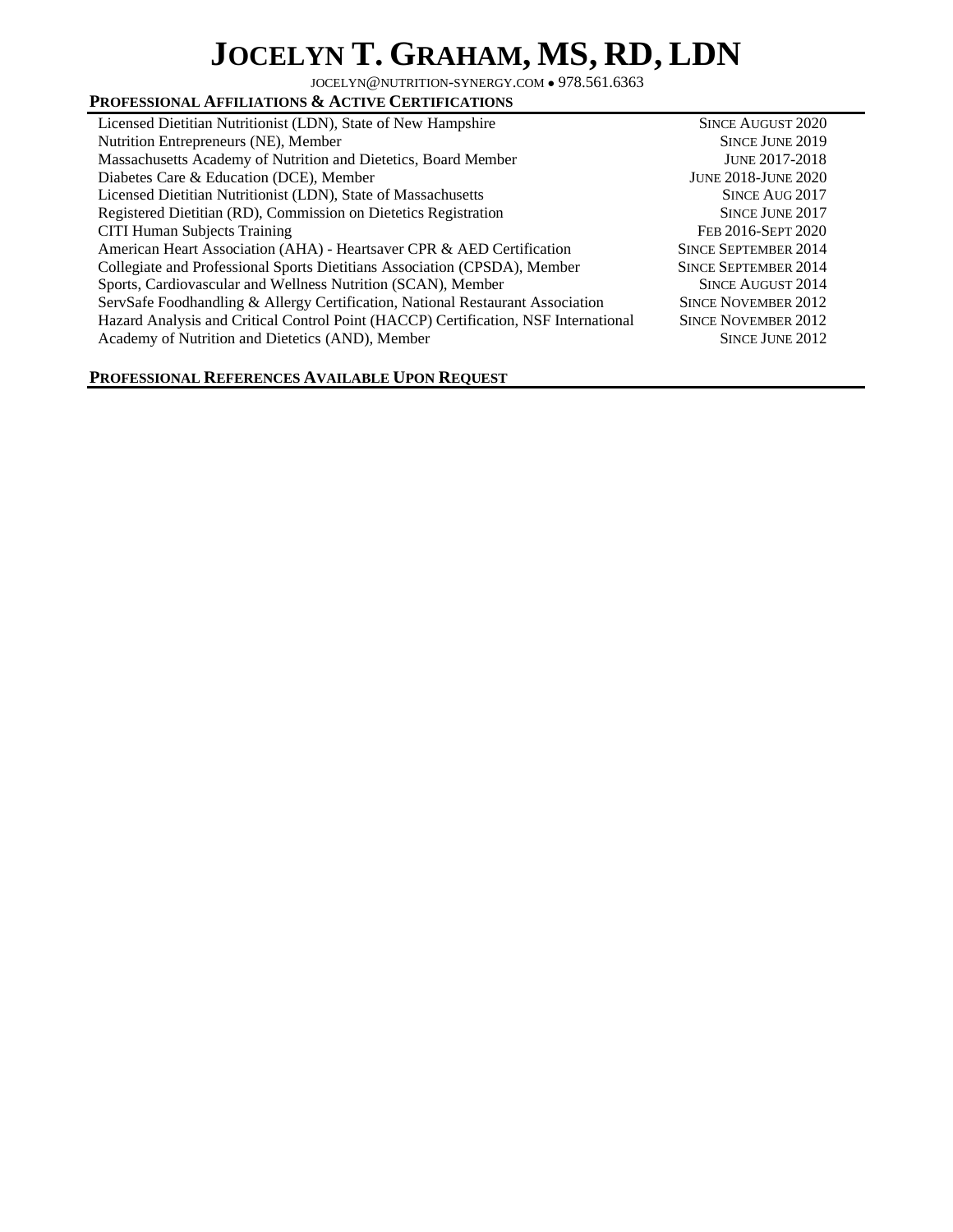# Jocelyn T. Graham, MS, RD, LDN

jocelyn@nutrition-synergy.com • 978.561.6363

## Professional Affiliations & Active Certifications

| | |
|---|---|
| Licensed Dietitian Nutritionist (LDN), State of New Hampshire | Since August 2020 |
| Nutrition Entrepreneurs (NE), Member | Since June 2019 |
| Massachusetts Academy of Nutrition and Dietetics, Board Member | June 2017-2018 |
| Diabetes Care & Education (DCE), Member | June 2018-June 2020 |
| Licensed Dietitian Nutritionist (LDN), State of Massachusetts | Since Aug 2017 |
| Registered Dietitian (RD), Commission on Dietetics Registration | Since June 2017 |
| CITI Human Subjects Training | Feb 2016-Sept 2020 |
| American Heart Association (AHA) - Heartsaver CPR & AED Certification | Since September 2014 |
| Collegiate and Professional Sports Dietitians Association (CPSDA), Member | Since September 2014 |
| Sports, Cardiovascular and Wellness Nutrition (SCAN), Member | Since August 2014 |
| ServSafe Foodhandling & Allergy Certification, National Restaurant Association | Since November 2012 |
| Hazard Analysis and Critical Control Point (HACCP) Certification, NSF International | Since November 2012 |
| Academy of Nutrition and Dietetics (AND), Member | Since June 2012 |

## Professional References Available Upon Request